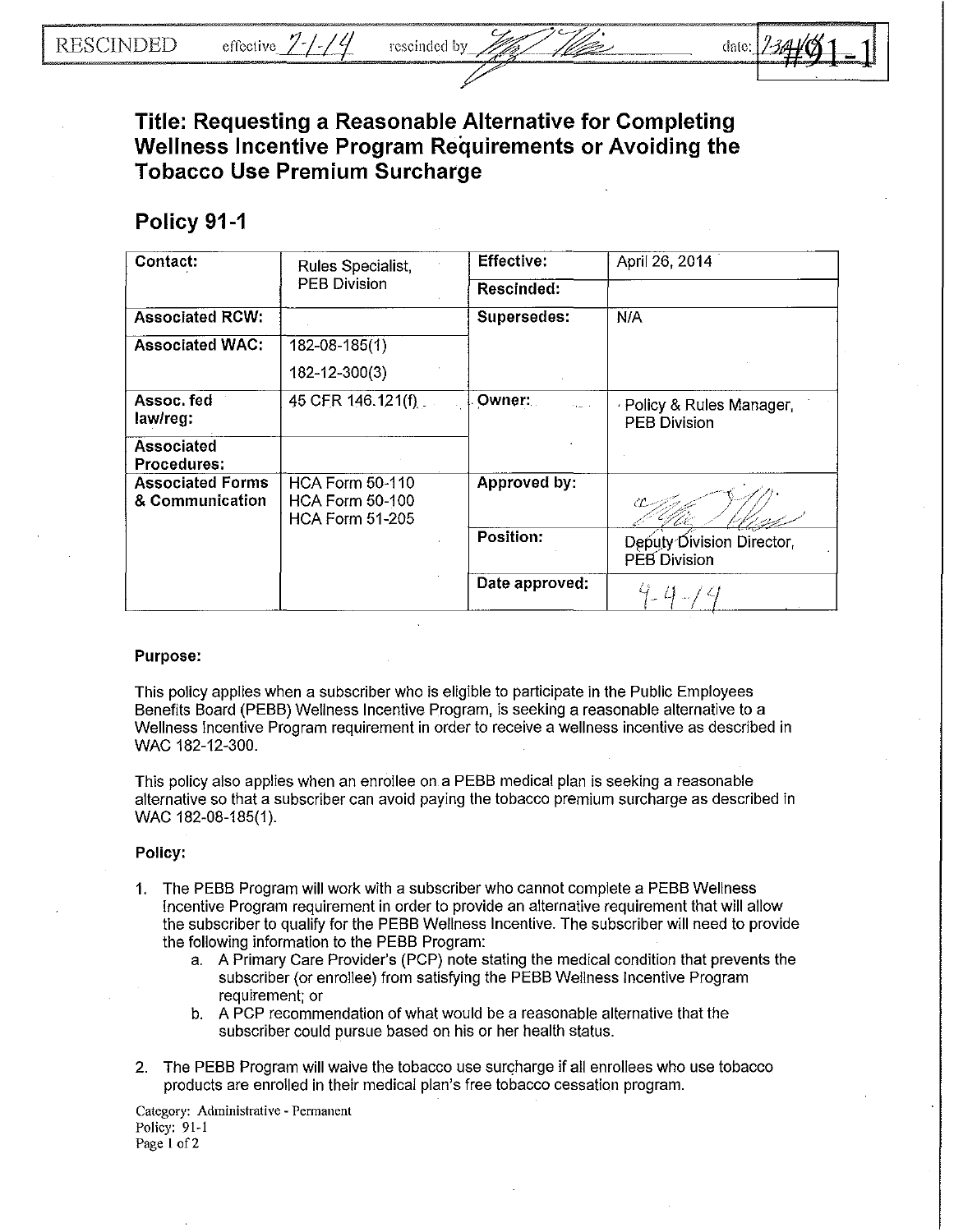RESCINDED effective 7-1-14 rescinded by [signature] date: 7-31-14 #91-1

# Title: Requesting a Reasonable Alternative for Completing Wellness Incentive Program Requirements or Avoiding the Tobacco Use Premium Surcharge

## Policy 91-1

| Contact: | Rules Specialist, PEB Division | Effective: | April 26, 2014 |
|---|---|---|---|
| | | Rescinded: | |
| Associated RCW: | | Supersedes: | N/A |
| Associated WAC: | 182-08-185(1) 182-12-300(3) | | |
| Assoc. fed law/reg: | 45 CFR 146.121(f) | Owner: | Policy & Rules Manager, PEB Division |
| Associated Procedures: | | | |
| Associated Forms & Communication | HCA Form 50-110 HCA Form 50-100 HCA Form 51-205 | Approved by: | [signature] |
| | | Position: | Deputy Division Director, PEB Division |
| | | Date approved: | 4-4-14 |

**Purpose:**

This policy applies when a subscriber who is eligible to participate in the Public Employees Benefits Board (PEBB) Wellness Incentive Program, is seeking a reasonable alternative to a Wellness Incentive Program requirement in order to receive a wellness incentive as described in WAC 182-12-300.

This policy also applies when an enrollee on a PEBB medical plan is seeking a reasonable alternative so that a subscriber can avoid paying the tobacco premium surcharge as described in WAC 182-08-185(1).

**Policy:**

1. The PEBB Program will work with a subscriber who cannot complete a PEBB Wellness Incentive Program requirement in order to provide an alternative requirement that will allow the subscriber to qualify for the PEBB Wellness Incentive. The subscriber will need to provide the following information to the PEBB Program:
   a. A Primary Care Provider's (PCP) note stating the medical condition that prevents the subscriber (or enrollee) from satisfying the PEBB Wellness Incentive Program requirement; or
   b. A PCP recommendation of what would be a reasonable alternative that the subscriber could pursue based on his or her health status.

2. The PEBB Program will waive the tobacco use surcharge if all enrollees who use tobacco products are enrolled in their medical plan's free tobacco cessation program.

Category: Administrative - Permanent
Policy: 91-1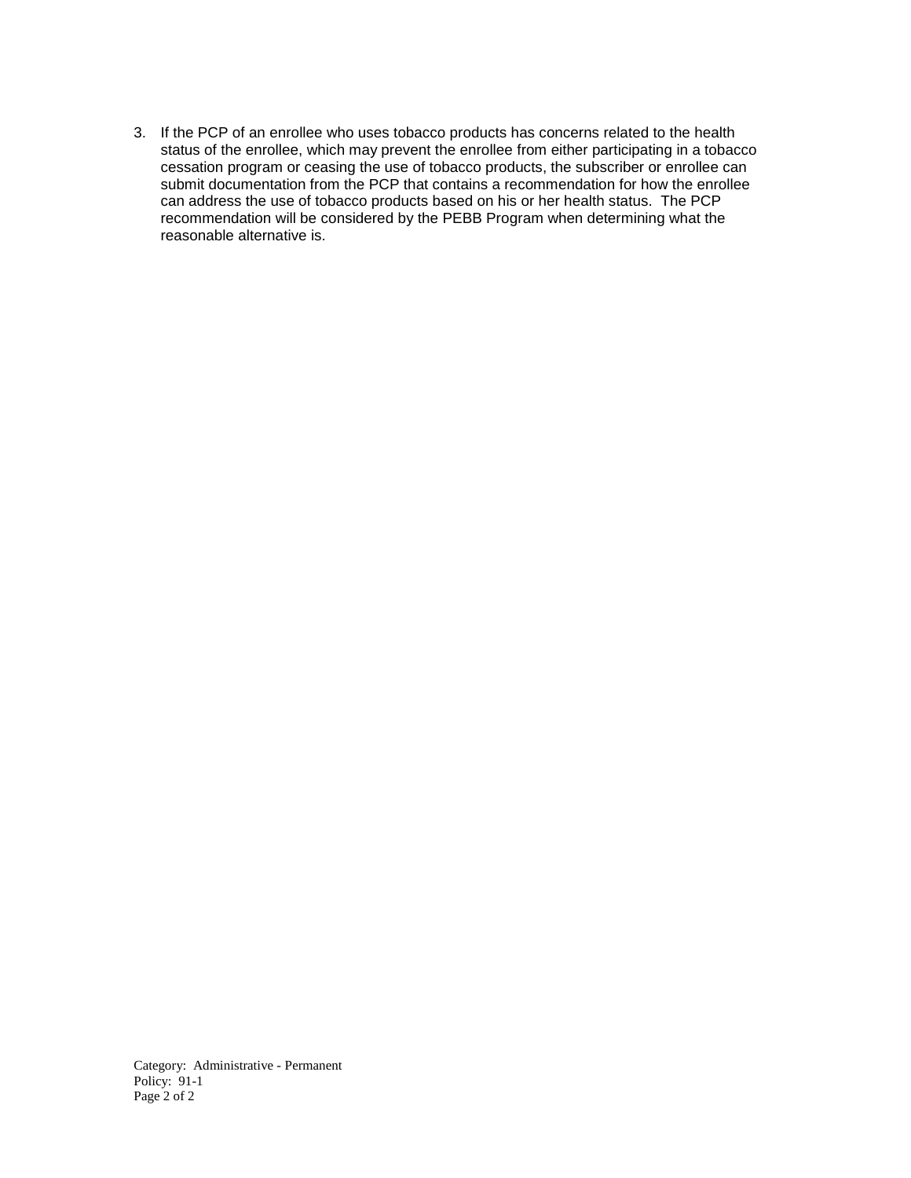3. If the PCP of an enrollee who uses tobacco products has concerns related to the health status of the enrollee, which may prevent the enrollee from either participating in a tobacco cessation program or ceasing the use of tobacco products, the subscriber or enrollee can submit documentation from the PCP that contains a recommendation for how the enrollee can address the use of tobacco products based on his or her health status. The PCP recommendation will be considered by the PEBB Program when determining what the reasonable alternative is.

Category: Administrative - Permanent
Policy: 91-1